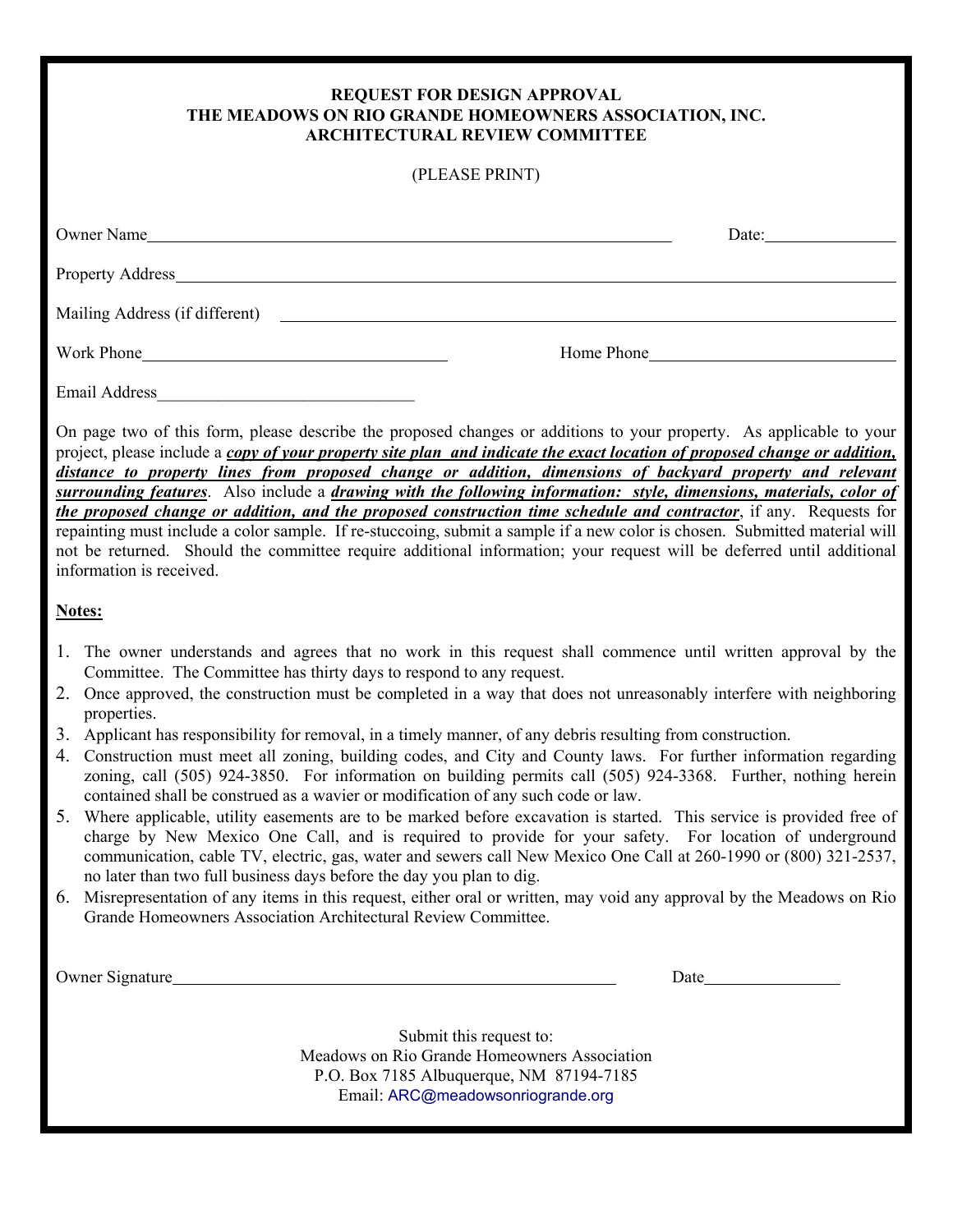**REQUEST FOR DESIGN APPROVAL**
**THE MEADOWS ON RIO GRANDE HOMEOWNERS ASSOCIATION, INC.**
**ARCHITECTURAL REVIEW COMMITTEE**

(PLEASE PRINT)

Owner Name\_\_\_\_\_\_\_\_\_\_\_\_\_\_\_\_\_\_\_\_\_\_\_\_\_\_\_\_\_\_\_\_\_\_\_\_\_\_\_\_\_\_\_\_\_\_\_\_\_\_\_\_\_\_ Date:\_\_\_\_\_\_\_\_\_\_\_\_\_\_

Property Address\_\_\_\_\_\_\_\_\_\_\_\_\_\_\_\_\_\_\_\_\_\_\_\_\_\_\_\_\_\_\_\_\_\_\_\_\_\_\_\_\_\_\_\_\_\_\_\_\_\_\_\_\_\_\_\_\_\_\_\_\_\_\_\_\_\_\_\_

Mailing Address (if different) \_\_\_\_\_\_\_\_\_\_\_\_\_\_\_\_\_\_\_\_\_\_\_\_\_\_\_\_\_\_\_\_\_\_\_\_\_\_\_\_\_\_\_\_\_\_\_\_\_\_\_\_\_\_\_\_

Work Phone\_\_\_\_\_\_\_\_\_\_\_\_\_\_\_\_\_\_\_\_\_\_\_\_\_\_\_\_\_\_\_\_ Home Phone\_\_\_\_\_\_\_\_\_\_\_\_\_\_\_\_\_\_\_\_\_\_\_\_\_\_

Email Address\_\_\_\_\_\_\_\_\_\_\_\_\_\_\_\_\_\_\_\_\_\_\_\_\_\_\_\_\_\_\_\_

On page two of this form, please describe the proposed changes or additions to your property. As applicable to your project, please include a ***copy of your property site plan and indicate the exact location of proposed change or addition, distance to property lines from proposed change or addition, dimensions of backyard property and relevant surrounding features***. Also include a ***drawing with the following information: style, dimensions, materials, color of the proposed change or addition, and the proposed construction time schedule and contractor***, if any. Requests for repainting must include a color sample. If re-stuccoing, submit a sample if a new color is chosen. Submitted material will not be returned. Should the committee require additional information; your request will be deferred until additional information is received.

**Notes:**

1. The owner understands and agrees that no work in this request shall commence until written approval by the Committee. The Committee has thirty days to respond to any request.
2. Once approved, the construction must be completed in a way that does not unreasonably interfere with neighboring properties.
3. Applicant has responsibility for removal, in a timely manner, of any debris resulting from construction.
4. Construction must meet all zoning, building codes, and City and County laws. For further information regarding zoning, call (505) 924-3850. For information on building permits call (505) 924-3368. Further, nothing herein contained shall be construed as a wavier or modification of any such code or law.
5. Where applicable, utility easements are to be marked before excavation is started. This service is provided free of charge by New Mexico One Call, and is required to provide for your safety. For location of underground communication, cable TV, electric, gas, water and sewers call New Mexico One Call at 260-1990 or (800) 321-2537, no later than two full business days before the day you plan to dig.
6. Misrepresentation of any items in this request, either oral or written, may void any approval by the Meadows on Rio Grande Homeowners Association Architectural Review Committee.

Owner Signature\_\_\_\_\_\_\_\_\_\_\_\_\_\_\_\_\_\_\_\_\_\_\_\_\_\_\_\_\_\_\_\_\_\_\_\_\_\_\_\_\_\_\_\_\_\_\_ Date\_\_\_\_\_\_\_\_\_\_\_\_\_\_\_

Submit this request to:
Meadows on Rio Grande Homeowners Association
P.O. Box 7185 Albuquerque, NM 87194-7185
Email: ARC@meadowsonriogrande.org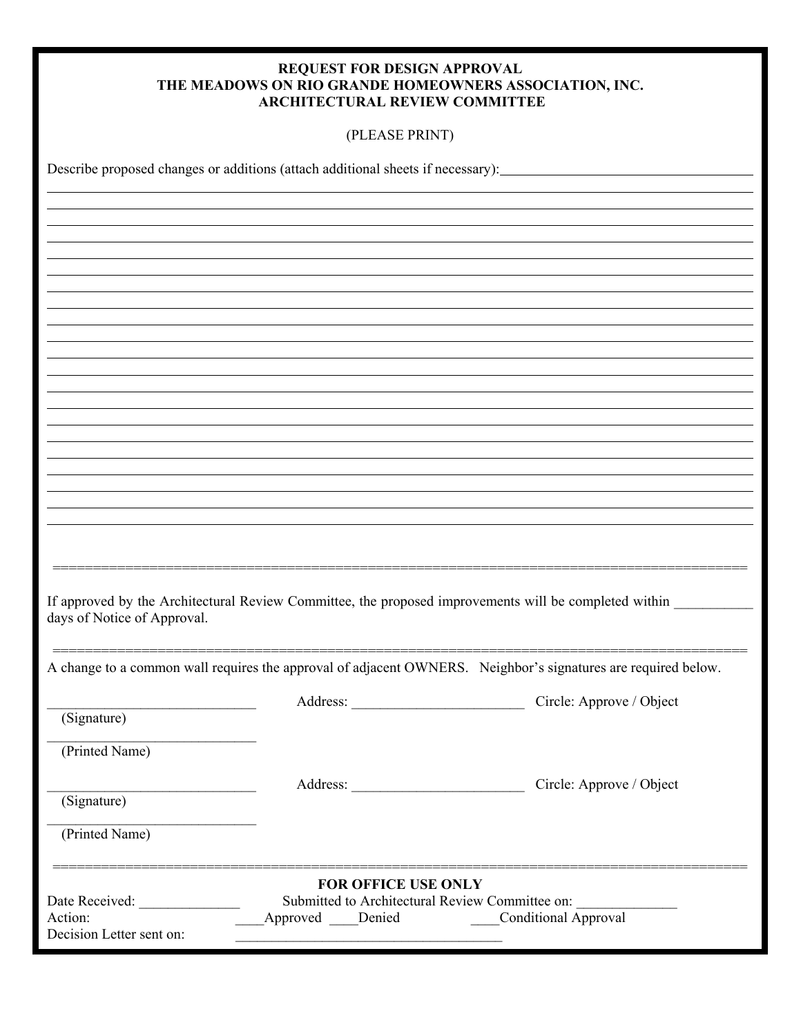**REQUEST FOR DESIGN APPROVAL**
**THE MEADOWS ON RIO GRANDE HOMEOWNERS ASSOCIATION, INC.**
**ARCHITECTURAL REVIEW COMMITTEE**

(PLEASE PRINT)

Describe proposed changes or additions (attach additional sheets if necessary):____________________________________

_______________________________________________________________________________________

_______________________________________________________________________________________

_______________________________________________________________________________________

_______________________________________________________________________________________

_______________________________________________________________________________________

_______________________________________________________________________________________

_______________________________________________________________________________________

_______________________________________________________________________________________

_______________________________________________________________________________________

_______________________________________________________________________________________

_______________________________________________________________________________________

_______________________________________________________________________________________

_______________________________________________________________________________________

_______________________________________________________________________________________

_______________________________________________________________________________________

_______________________________________________________________________________________

_______________________________________________________________________________________

_______________________________________________________________________________________

_______________________________________________________________________________________

_______________________________________________________________________________________

_______________________________________________________________________________________

=======================================================================================

If approved by the Architectural Review Committee, the proposed improvements will be completed within ___________ days of Notice of Approval.

=======================================================================================

A change to a common wall requires the approval of adjacent OWNERS. Neighbor's signatures are required below.

______________________________ Address: ________________________ Circle: Approve / Object
(Signature)

______________________________
(Printed Name)

______________________________ Address: ________________________ Circle: Approve / Object
(Signature)

______________________________
(Printed Name)

=======================================================================================

**FOR OFFICE USE ONLY**

Date Received: ______________ Submitted to Architectural Review Committee on: ______________

Action: ____Approved ____Denied ____Conditional Approval

Decision Letter sent on: ______________________________________